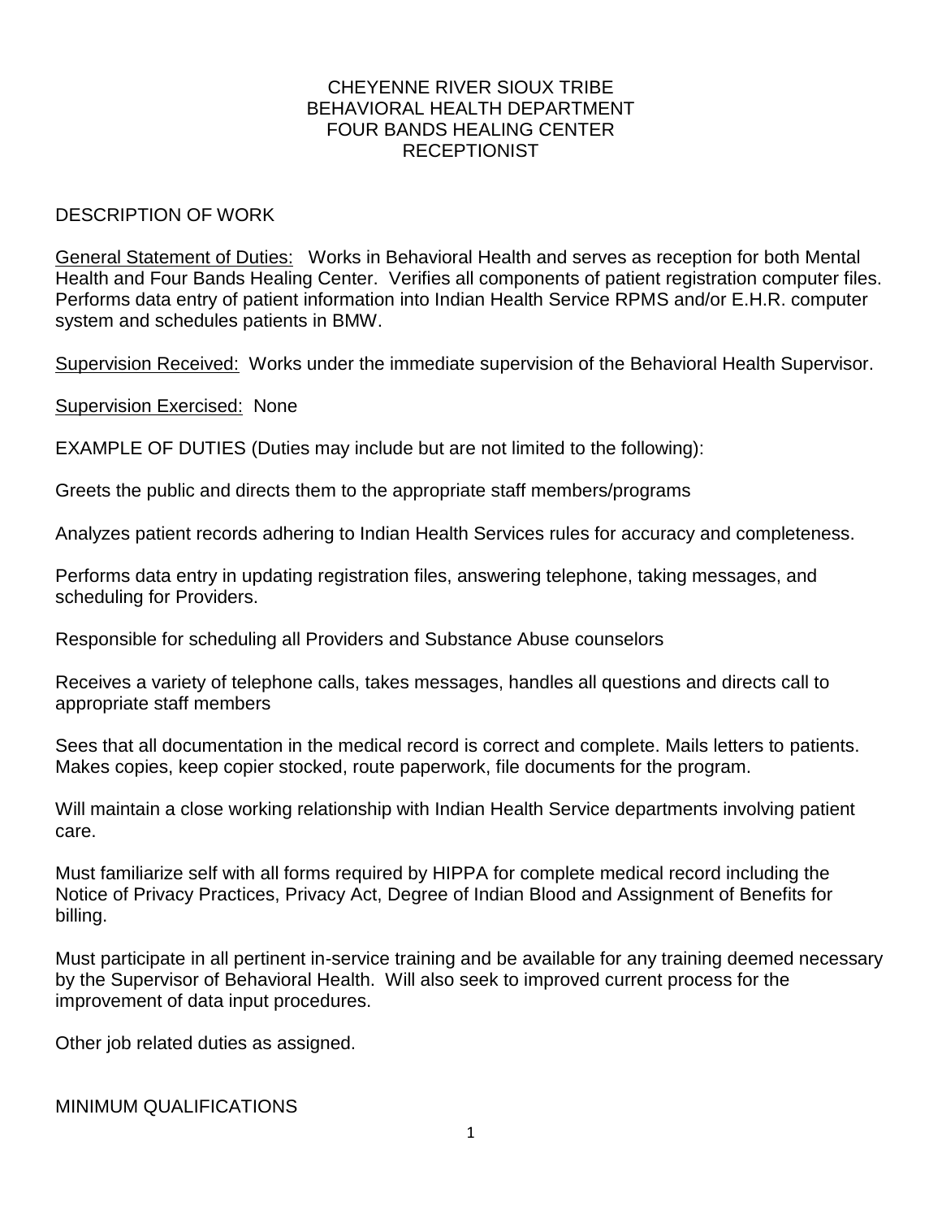# CHEYENNE RIVER SIOUX TRIBE
# BEHAVIORAL HEALTH DEPARTMENT
# FOUR BANDS HEALING CENTER
# RECEPTIONIST

## DESCRIPTION OF WORK

General Statement of Duties: Works in Behavioral Health and serves as reception for both Mental Health and Four Bands Healing Center. Verifies all components of patient registration computer files. Performs data entry of patient information into Indian Health Service RPMS and/or E.H.R. computer system and schedules patients in BMW.

Supervision Received: Works under the immediate supervision of the Behavioral Health Supervisor.

Supervision Exercised: None

EXAMPLE OF DUTIES (Duties may include but are not limited to the following):

Greets the public and directs them to the appropriate staff members/programs

Analyzes patient records adhering to Indian Health Services rules for accuracy and completeness.

Performs data entry in updating registration files, answering telephone, taking messages, and scheduling for Providers.

Responsible for scheduling all Providers and Substance Abuse counselors

Receives a variety of telephone calls, takes messages, handles all questions and directs call to appropriate staff members

Sees that all documentation in the medical record is correct and complete. Mails letters to patients. Makes copies, keep copier stocked, route paperwork, file documents for the program.

Will maintain a close working relationship with Indian Health Service departments involving patient care.

Must familiarize self with all forms required by HIPPA for complete medical record including the Notice of Privacy Practices, Privacy Act, Degree of Indian Blood and Assignment of Benefits for billing.

Must participate in all pertinent in-service training and be available for any training deemed necessary by the Supervisor of Behavioral Health. Will also seek to improved current process for the improvement of data input procedures.

Other job related duties as assigned.

## MINIMUM QUALIFICATIONS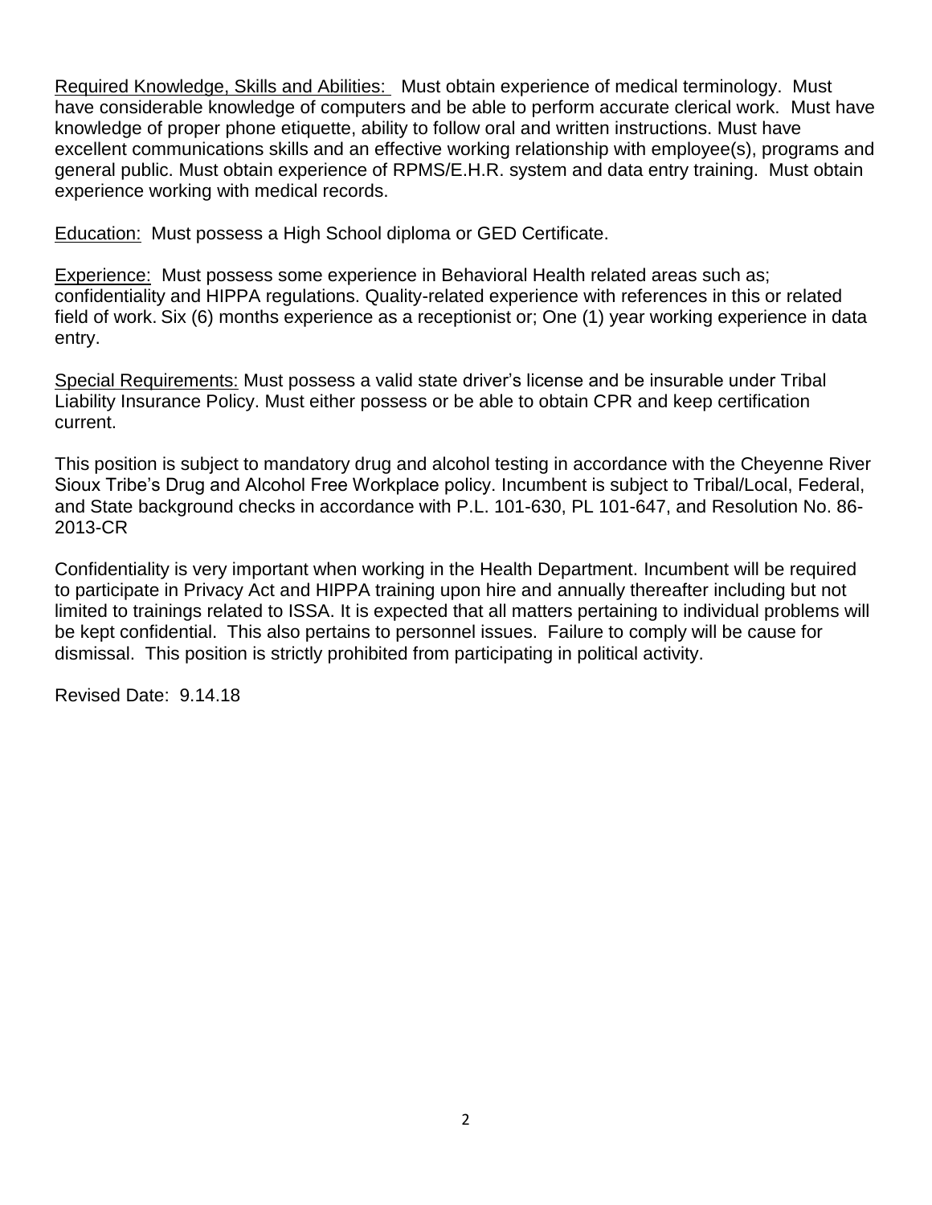Required Knowledge, Skills and Abilities: Must obtain experience of medical terminology. Must have considerable knowledge of computers and be able to perform accurate clerical work. Must have knowledge of proper phone etiquette, ability to follow oral and written instructions. Must have excellent communications skills and an effective working relationship with employee(s), programs and general public. Must obtain experience of RPMS/E.H.R. system and data entry training. Must obtain experience working with medical records.

Education: Must possess a High School diploma or GED Certificate.

Experience: Must possess some experience in Behavioral Health related areas such as; confidentiality and HIPPA regulations. Quality-related experience with references in this or related field of work. Six (6) months experience as a receptionist or; One (1) year working experience in data entry.

Special Requirements: Must possess a valid state driver's license and be insurable under Tribal Liability Insurance Policy. Must either possess or be able to obtain CPR and keep certification current.

This position is subject to mandatory drug and alcohol testing in accordance with the Cheyenne River Sioux Tribe's Drug and Alcohol Free Workplace policy. Incumbent is subject to Tribal/Local, Federal, and State background checks in accordance with P.L. 101-630, PL 101-647, and Resolution No. 86-2013-CR

Confidentiality is very important when working in the Health Department. Incumbent will be required to participate in Privacy Act and HIPPA training upon hire and annually thereafter including but not limited to trainings related to ISSA. It is expected that all matters pertaining to individual problems will be kept confidential. This also pertains to personnel issues. Failure to comply will be cause for dismissal. This position is strictly prohibited from participating in political activity.

Revised Date: 9.14.18